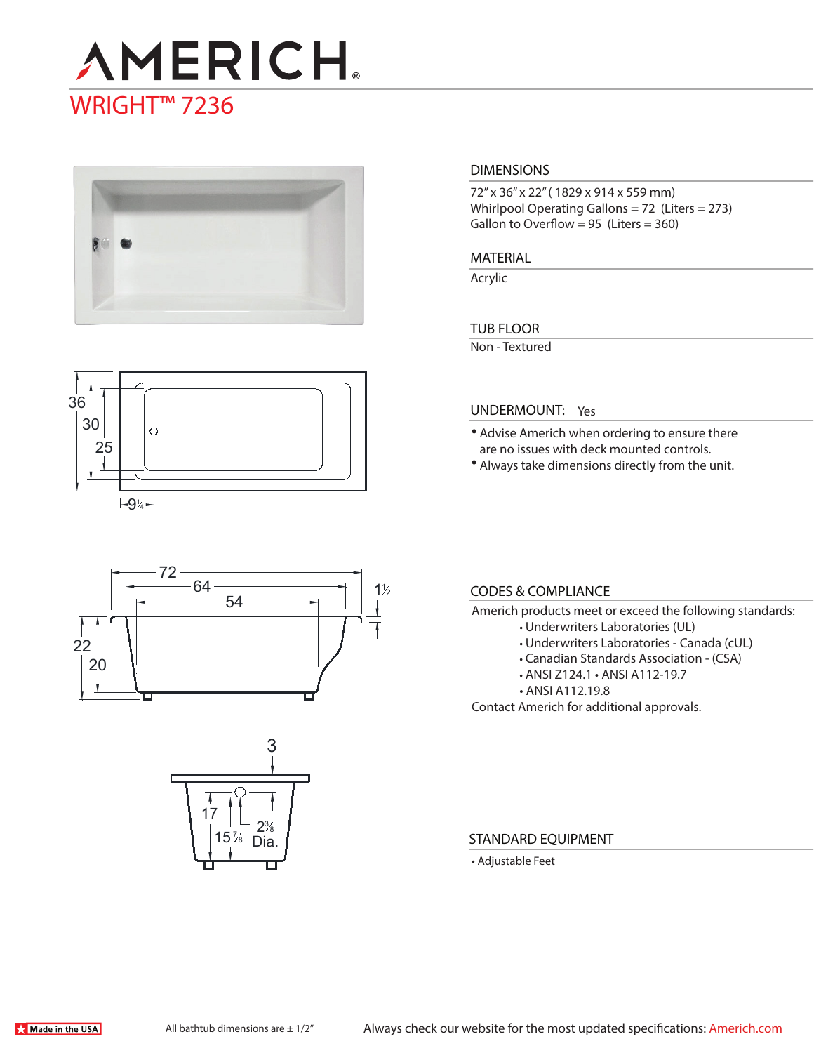# AMERICH®

## WRIGHT™ 7236

### DIMENSIONS

72" x 36" x 22" ( 1829 x 914 x 559 mm)
Whirlpool Operating Gallons = 72 (Liters = 273)
Gallon to Overflow = 95 (Liters = 360)

### MATERIAL

Acrylic

### TUB FLOOR

Non - Textured

### UNDERMOUNT: Yes

- Advise Americh when ordering to ensure there are no issues with deck mounted controls.
- Always take dimensions directly from the unit.

### CODES & COMPLIANCE

Americh products meet or exceed the following standards:

- Underwriters Laboratories (UL)
- Underwriters Laboratories - Canada (cUL)
- Canadian Standards Association - (CSA)
- ANSI Z124.1 • ANSI A112-19.7
- ANSI A112.19.8

Contact Americh for additional approvals.

### STANDARD EQUIPMENT

- Adjustable Feet

Made in the USA

All bathtub dimensions are ± 1/2"

Always check our website for the most updated specifications: Americh.com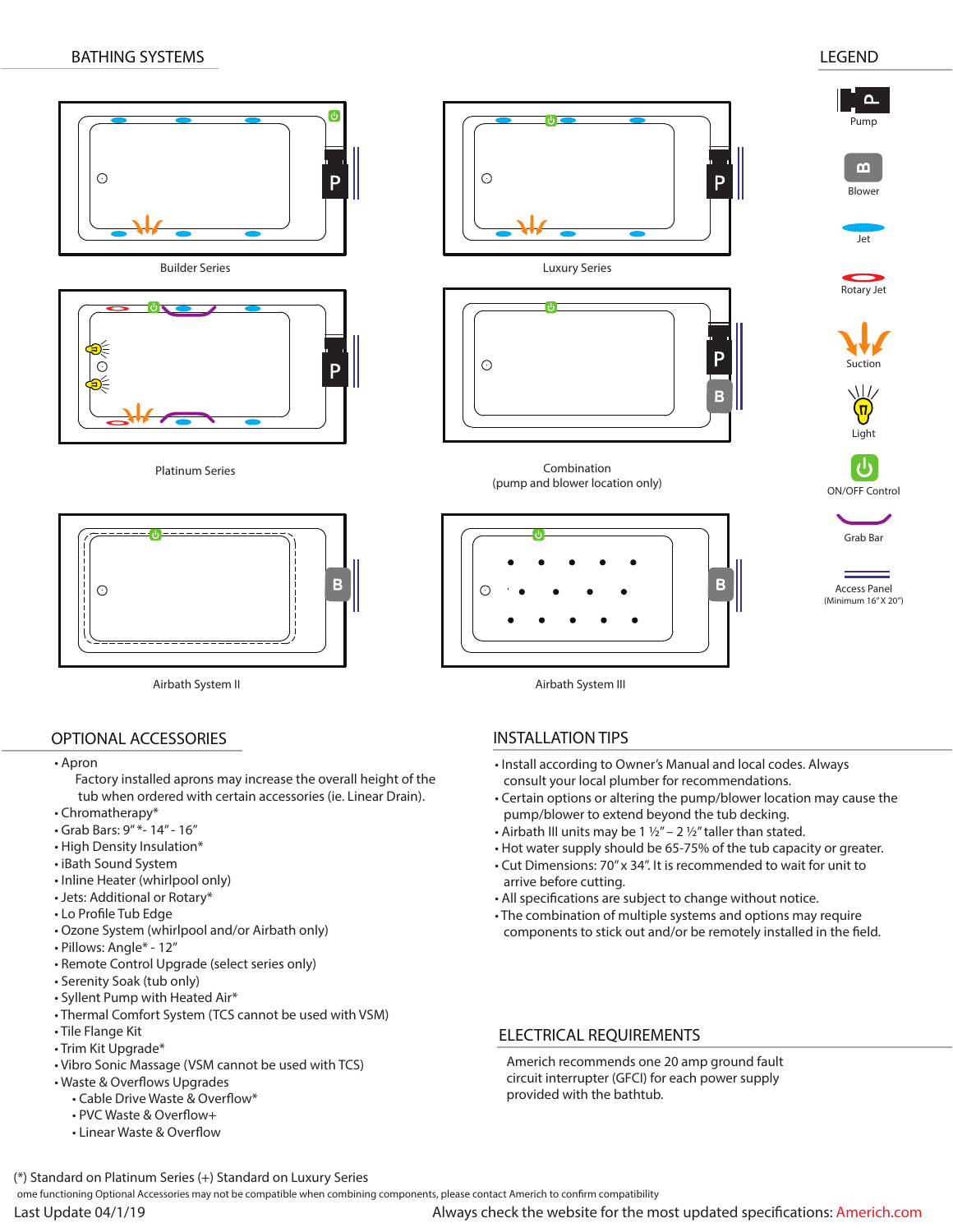## BATHING SYSTEMS

Builder Series

Luxury Series

Platinum Series

Combination
(pump and blower location only)

Airbath System II

Airbath System III

## LEGEND

Pump

Blower

Jet

Rotary Jet

Suction

Light

ON/OFF Control

Grab Bar

Access Panel
(Minimum 16" X 20")

## OPTIONAL ACCESSORIES

- Apron
  Factory installed aprons may increase the overall height of the tub when ordered with certain accessories (ie. Linear Drain).
- Chromatherapy*
- Grab Bars: 9"*- 14" - 16"
- High Density Insulation*
- iBath Sound System
- Inline Heater (whirlpool only)
- Jets: Additional or Rotary*
- Lo Profile Tub Edge
- Ozone System (whirlpool and/or Airbath only)
- Pillows: Angle* - 12"
- Remote Control Upgrade (select series only)
- Serenity Soak (tub only)
- Syllent Pump with Heated Air*
- Thermal Comfort System (TCS cannot be used with VSM)
- Tile Flange Kit
- Trim Kit Upgrade*
- Vibro Sonic Massage (VSM cannot be used with TCS)
- Waste & Overflows Upgrades
  - Cable Drive Waste & Overflow*
  - PVC Waste & Overflow+
  - Linear Waste & Overflow

## INSTALLATION TIPS

- Install according to Owner's Manual and local codes. Always consult your local plumber for recommendations.
- Certain options or altering the pump/blower location may cause the pump/blower to extend beyond the tub decking.
- Airbath III units may be 1 ½" – 2 ½" taller than stated.
- Hot water supply should be 65-75% of the tub capacity or greater.
- Cut Dimensions: 70" x 34". It is recommended to wait for unit to arrive before cutting.
- All specifications are subject to change without notice.
- The combination of multiple systems and options may require components to stick out and/or be remotely installed in the field.

## ELECTRICAL REQUIREMENTS

Americh recommends one 20 amp ground fault circuit interrupter (GFCI) for each power supply provided with the bathtub.

(*) Standard on Platinum Series (+) Standard on Luxury Series

ome functioning Optional Accessories may not be compatible when combining components, please contact Americh to confirm compatibility

Last Update 04/1/19

Always check the website for the most updated specifications: Americh.com